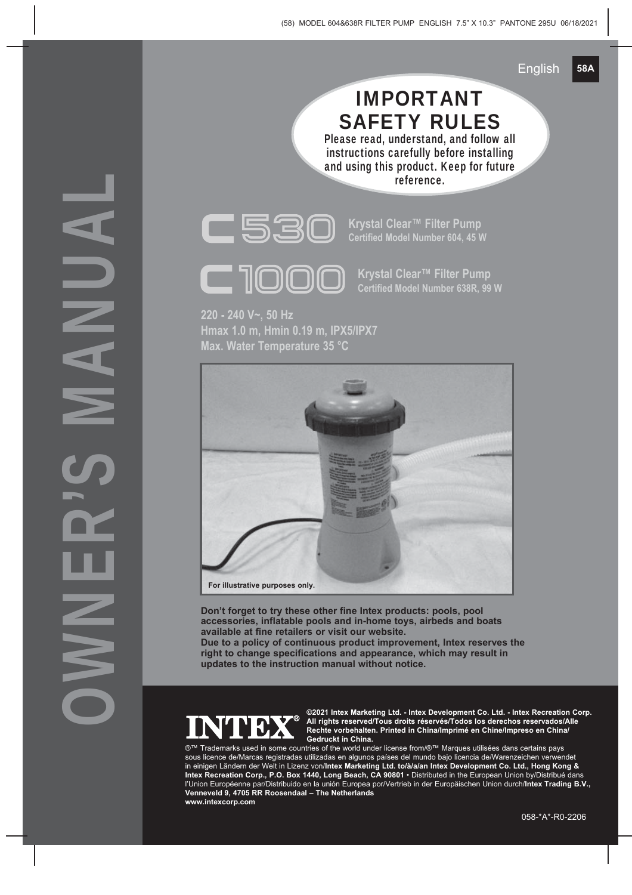# OWNER'S MANUAL

## IMPORTANT SAFETY RULES

**Please read, understand, and follow all instructions carefully before installing and using this product. Keep for future reference.**

**C530** Krystal Clear™ Filter Pump
Certified Model Number 604, 45 W

**C1000** Krystal Clear™ Filter Pump
Certified Model Number 638R, 99 W

**220 - 240 V~, 50 Hz**
**Hmax 1.0 m, Hmin 0.19 m, IPX5/IPX7**
**Max. Water Temperature 35 °C**

For illustrative purposes only.

**Don't forget to try these other fine Intex products: pools, pool accessories, inflatable pools and in-home toys, airbeds and boats available at fine retailers or visit our website.**
**Due to a policy of continuous product improvement, Intex reserves the right to change specifications and appearance, which may result in updates to the instruction manual without notice.**

**INTEX®**

**©2021 Intex Marketing Ltd. - Intex Development Co. Ltd. - Intex Recreation Corp. All rights reserved/Tous droits réservés/Todos los derechos reservados/Alle Rechte vorbehalten. Printed in China/Imprimé en Chine/Impreso en China/Gedruckt in China.**

®™ Trademarks used in some countries of the world under license from/®™ Marques utilisées dans certains pays sous licence de/Marcas registradas utilizadas en algunos países del mundo bajo licencia de/Warenzeichen verwendet in einigen Ländern der Welt in Lizenz von/**Intex Marketing Ltd. to/à/a/an Intex Development Co. Ltd., Hong Kong & Intex Recreation Corp., P.O. Box 1440, Long Beach, CA 90801** • Distributed in the European Union by/Distribué dans l'Union Européenne par/Distribuido en la unión Europea por/Vertrieb in der Europäischen Union durch/**Intex Trading B.V., Venneveld 9, 4705 RR Roosendaal – The Netherlands**
**www.intexcorp.com**

058-*A*-R0-2206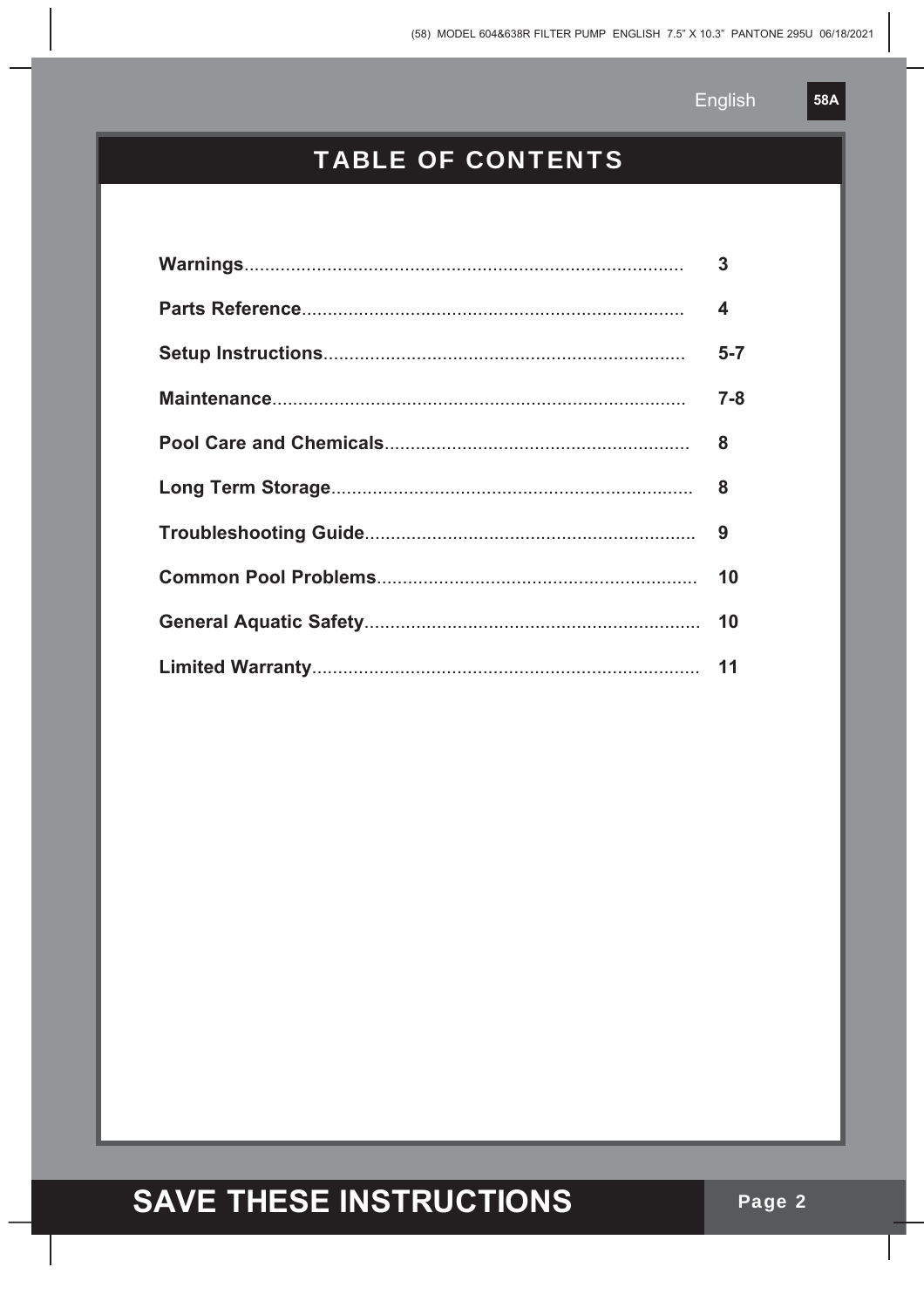# TABLE OF CONTENTS

| Section | Page |
| --- | --- |
| **Warnings** | **3** |
| **Parts Reference** | **4** |
| **Setup Instructions** | **5-7** |
| **Maintenance** | **7-8** |
| **Pool Care and Chemicals** | **8** |
| **Long Term Storage** | **8** |
| **Troubleshooting Guide** | **9** |
| **Common Pool Problems** | **10** |
| **General Aquatic Safety** | **10** |
| **Limited Warranty** | **11** |

**SAVE THESE INSTRUCTIONS**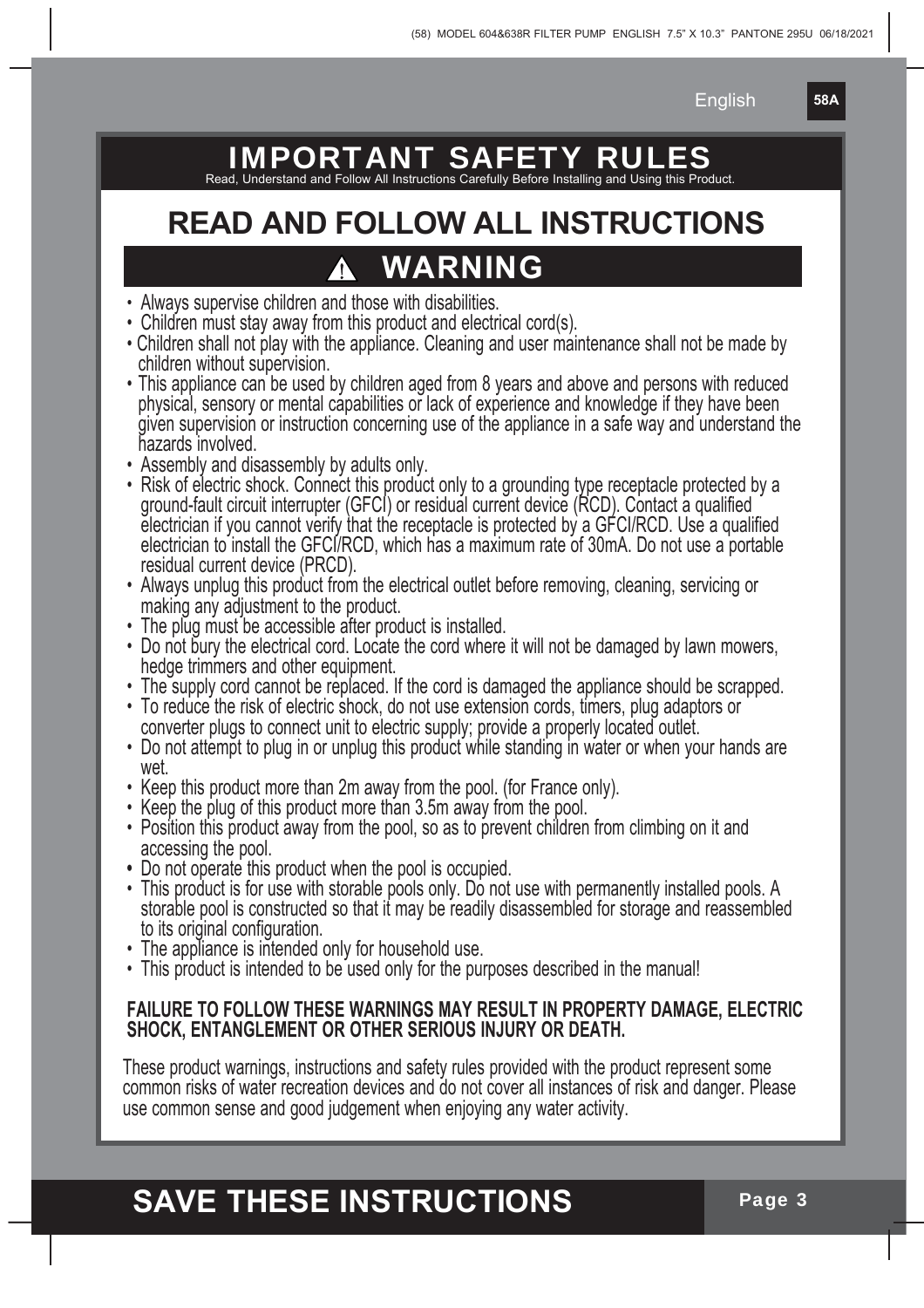# IMPORTANT SAFETY RULES

Read, Understand and Follow All Instructions Carefully Before Installing and Using this Product.

## READ AND FOLLOW ALL INSTRUCTIONS

## ⚠ WARNING

- Always supervise children and those with disabilities.
- Children must stay away from this product and electrical cord(s).
- Children shall not play with the appliance. Cleaning and user maintenance shall not be made by children without supervision.
- This appliance can be used by children aged from 8 years and above and persons with reduced physical, sensory or mental capabilities or lack of experience and knowledge if they have been given supervision or instruction concerning use of the appliance in a safe way and understand the hazards involved.
- Assembly and disassembly by adults only.
- Risk of electric shock. Connect this product only to a grounding type receptacle protected by a ground-fault circuit interrupter (GFCI) or residual current device (RCD). Contact a qualified electrician if you cannot verify that the receptacle is protected by a GFCI/RCD. Use a qualified electrician to install the GFCI/RCD, which has a maximum rate of 30mA. Do not use a portable residual current device (PRCD).
- Always unplug this product from the electrical outlet before removing, cleaning, servicing or making any adjustment to the product.
- The plug must be accessible after product is installed.
- Do not bury the electrical cord. Locate the cord where it will not be damaged by lawn mowers, hedge trimmers and other equipment.
- The supply cord cannot be replaced. If the cord is damaged the appliance should be scrapped.
- To reduce the risk of electric shock, do not use extension cords, timers, plug adaptors or converter plugs to connect unit to electric supply; provide a properly located outlet.
- Do not attempt to plug in or unplug this product while standing in water or when your hands are wet.
- Keep this product more than 2m away from the pool. (for France only).
- Keep the plug of this product more than 3.5m away from the pool.
- Position this product away from the pool, so as to prevent children from climbing on it and accessing the pool.
- Do not operate this product when the pool is occupied.
- This product is for use with storable pools only. Do not use with permanently installed pools. A storable pool is constructed so that it may be readily disassembled for storage and reassembled to its original configuration.
- The appliance is intended only for household use.
- This product is intended to be used only for the purposes described in the manual!

**FAILURE TO FOLLOW THESE WARNINGS MAY RESULT IN PROPERTY DAMAGE, ELECTRIC SHOCK, ENTANGLEMENT OR OTHER SERIOUS INJURY OR DEATH.**

These product warnings, instructions and safety rules provided with the product represent some common risks of water recreation devices and do not cover all instances of risk and danger. Please use common sense and good judgement when enjoying any water activity.

## SAVE THESE INSTRUCTIONS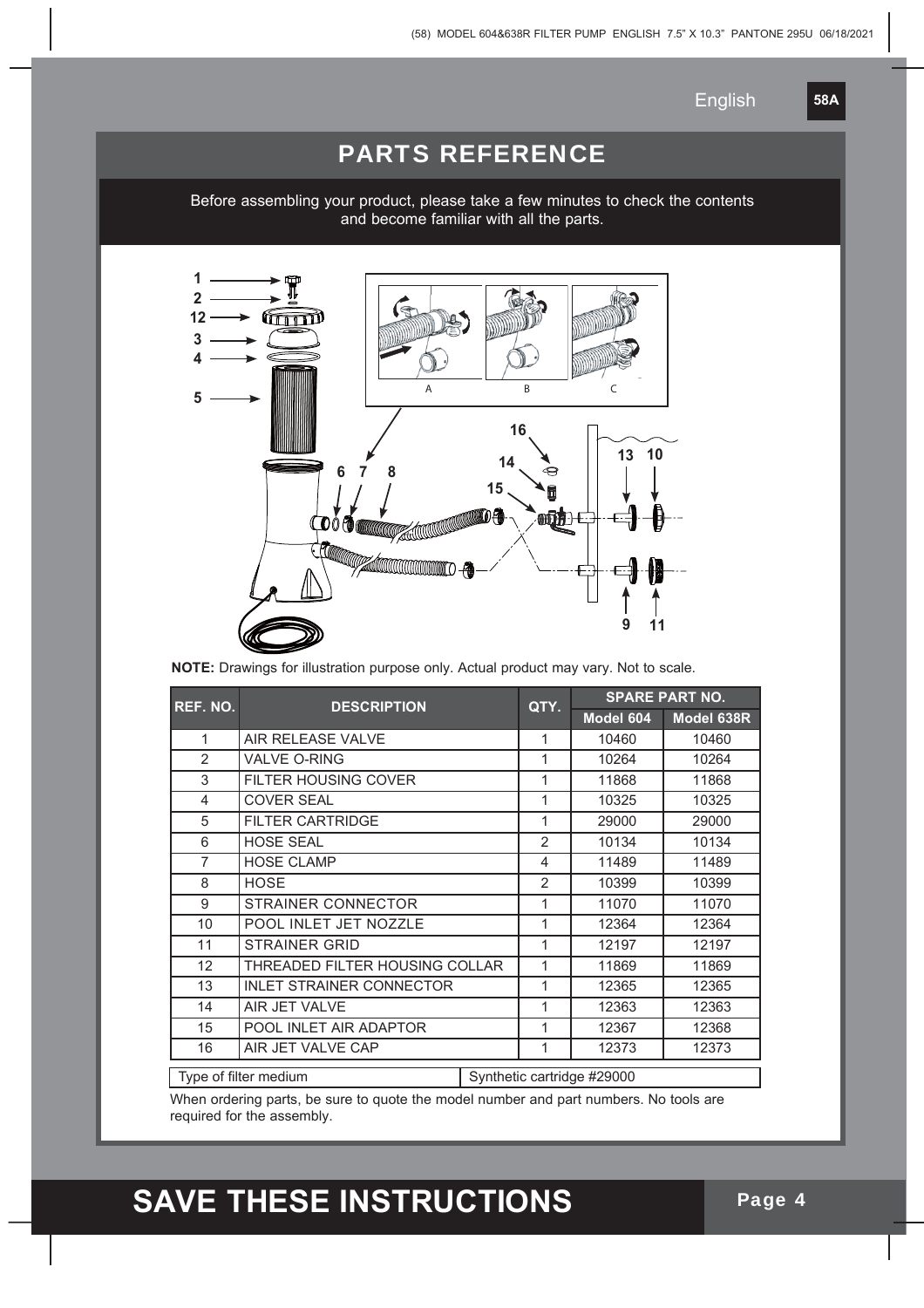## PARTS REFERENCE

Before assembling your product, please take a few minutes to check the contents and become familiar with all the parts.

**NOTE:** Drawings for illustration purpose only. Actual product may vary. Not to scale.

| REF. NO. | DESCRIPTION | QTY. | SPARE PART NO. | |
|---|---|---|---|---|
| | | | Model 604 | Model 638R |
| 1 | AIR RELEASE VALVE | 1 | 10460 | 10460 |
| 2 | VALVE O-RING | 1 | 10264 | 10264 |
| 3 | FILTER HOUSING COVER | 1 | 11868 | 11868 |
| 4 | COVER SEAL | 1 | 10325 | 10325 |
| 5 | FILTER CARTRIDGE | 1 | 29000 | 29000 |
| 6 | HOSE SEAL | 2 | 10134 | 10134 |
| 7 | HOSE CLAMP | 4 | 11489 | 11489 |
| 8 | HOSE | 2 | 10399 | 10399 |
| 9 | STRAINER CONNECTOR | 1 | 11070 | 11070 |
| 10 | POOL INLET JET NOZZLE | 1 | 12364 | 12364 |
| 11 | STRAINER GRID | 1 | 12197 | 12197 |
| 12 | THREADED FILTER HOUSING COLLAR | 1 | 11869 | 11869 |
| 13 | INLET STRAINER CONNECTOR | 1 | 12365 | 12365 |
| 14 | AIR JET VALVE | 1 | 12363 | 12363 |
| 15 | POOL INLET AIR ADAPTOR | 1 | 12367 | 12368 |
| 16 | AIR JET VALVE CAP | 1 | 12373 | 12373 |

| Type of filter medium | Synthetic cartridge #29000 |
|---|---|

When ordering parts, be sure to quote the model number and part numbers. No tools are required for the assembly.

## SAVE THESE INSTRUCTIONS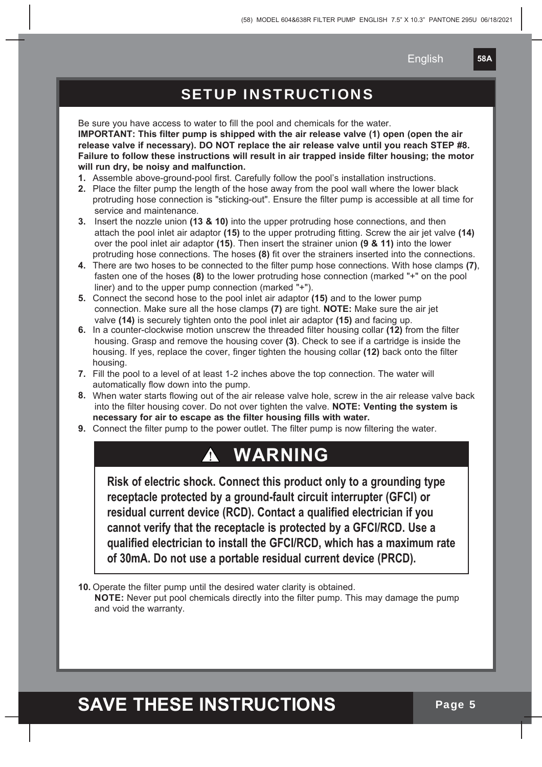## SETUP INSTRUCTIONS

Be sure you have access to water to fill the pool and chemicals for the water.

**IMPORTANT: This filter pump is shipped with the air release valve (1) open (open the air release valve if necessary). DO NOT replace the air release valve until you reach STEP #8. Failure to follow these instructions will result in air trapped inside filter housing; the motor will run dry, be noisy and malfunction.**

1. Assemble above-ground-pool first. Carefully follow the pool's installation instructions.
2. Place the filter pump the length of the hose away from the pool wall where the lower black protruding hose connection is "sticking-out". Ensure the filter pump is accessible at all time for service and maintenance.
3. Insert the nozzle union **(13 & 10)** into the upper protruding hose connections, and then attach the pool inlet air adaptor **(15)** to the upper protruding fitting. Screw the air jet valve **(14)** over the pool inlet air adaptor **(15)**. Then insert the strainer union **(9 & 11)** into the lower protruding hose connections. The hoses **(8)** fit over the strainers inserted into the connections.
4. There are two hoses to be connected to the filter pump hose connections. With hose clamps **(7)**, fasten one of the hoses **(8)** to the lower protruding hose connection (marked "+" on the pool liner) and to the upper pump connection (marked "+").
5. Connect the second hose to the pool inlet air adaptor **(15)** and to the lower pump connection. Make sure all the hose clamps **(7)** are tight. **NOTE:** Make sure the air jet valve **(14)** is securely tighten onto the pool inlet air adaptor **(15)** and facing up.
6. In a counter-clockwise motion unscrew the threaded filter housing collar **(12)** from the filter housing. Grasp and remove the housing cover **(3)**. Check to see if a cartridge is inside the housing. If yes, replace the cover, finger tighten the housing collar **(12)** back onto the filter housing.
7. Fill the pool to a level of at least 1-2 inches above the top connection. The water will automatically flow down into the pump.
8. When water starts flowing out of the air release valve hole, screw in the air release valve back into the filter housing cover. Do not over tighten the valve. **NOTE: Venting the system is necessary for air to escape as the filter housing fills with water.**
9. Connect the filter pump to the power outlet. The filter pump is now filtering the water.

### ⚠ WARNING

**Risk of electric shock. Connect this product only to a grounding type receptacle protected by a ground-fault circuit interrupter (GFCI) or residual current device (RCD). Contact a qualified electrician if you cannot verify that the receptacle is protected by a GFCI/RCD. Use a qualified electrician to install the GFCI/RCD, which has a maximum rate of 30mA. Do not use a portable residual current device (PRCD).**

10. Operate the filter pump until the desired water clarity is obtained.
    **NOTE:** Never put pool chemicals directly into the filter pump. This may damage the pump and void the warranty.

# SAVE THESE INSTRUCTIONS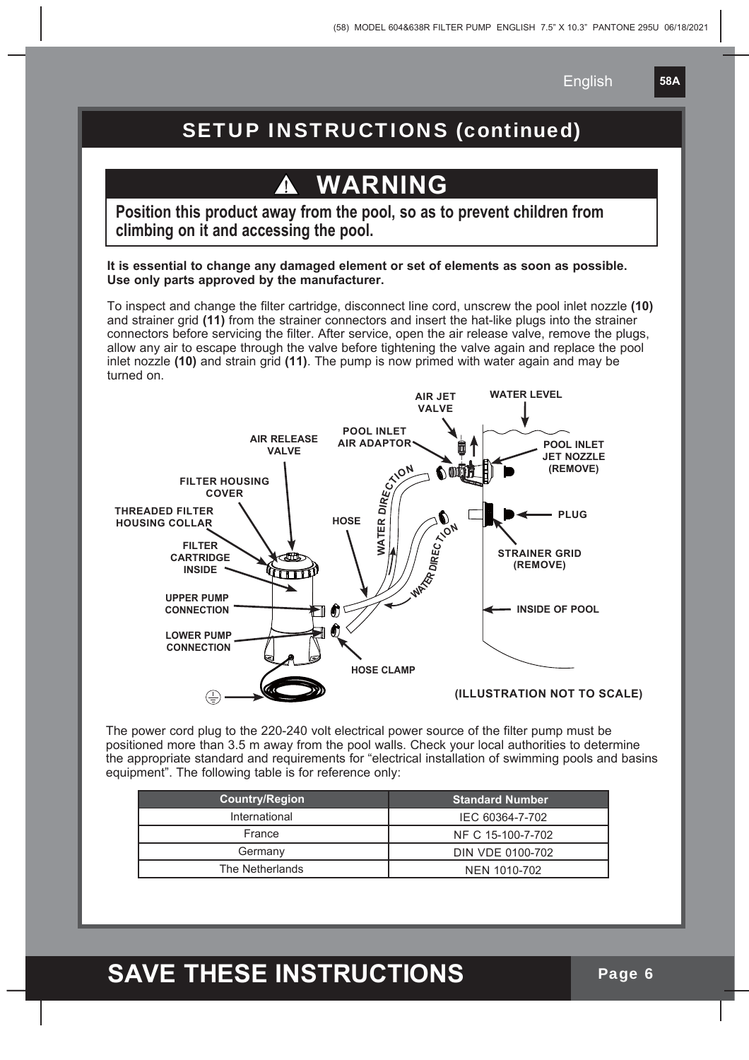## SETUP INSTRUCTIONS (continued)

### ⚠ WARNING

**Position this product away from the pool, so as to prevent children from climbing on it and accessing the pool.**

**It is essential to change any damaged element or set of elements as soon as possible. Use only parts approved by the manufacturer.**

To inspect and change the filter cartridge, disconnect line cord, unscrew the pool inlet nozzle **(10)** and strainer grid **(11)** from the strainer connectors and insert the hat-like plugs into the strainer connectors before servicing the filter. After service, open the air release valve, remove the plugs, allow any air to escape through the valve before tightening the valve again and replace the pool inlet nozzle **(10)** and strain grid **(11)**. The pump is now primed with water again and may be turned on.

AIR JET VALVE
WATER LEVEL
POOL INLET AIR ADAPTOR
AIR RELEASE VALVE
POOL INLET JET NOZZLE (REMOVE)
FILTER HOUSING COVER
THREADED FILTER HOUSING COLLAR
HOSE
WATER DIRECTION
PLUG
FILTER CARTRIDGE INSIDE
STRAINER GRID (REMOVE)
UPPER PUMP CONNECTION
INSIDE OF POOL
LOWER PUMP CONNECTION
HOSE CLAMP

**(ILLUSTRATION NOT TO SCALE)**

The power cord plug to the 220-240 volt electrical power source of the filter pump must be positioned more than 3.5 m away from the pool walls. Check your local authorities to determine the appropriate standard and requirements for "electrical installation of swimming pools and basins equipment". The following table is for reference only:

| Country/Region | Standard Number |
| --- | --- |
| International | IEC 60364-7-702 |
| France | NF C 15-100-7-702 |
| Germany | DIN VDE 0100-702 |
| The Netherlands | NEN 1010-702 |

## SAVE THESE INSTRUCTIONS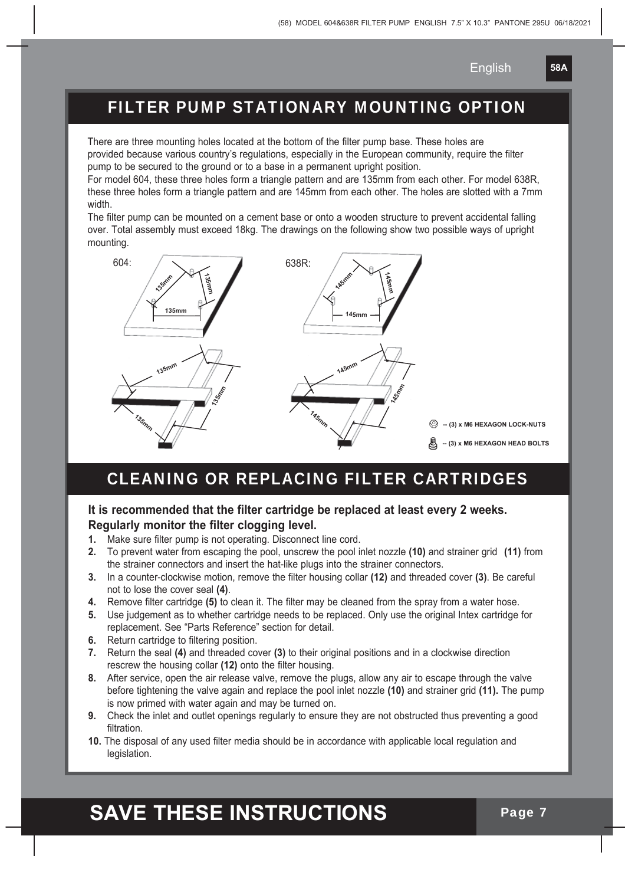## FILTER PUMP STATIONARY MOUNTING OPTION

There are three mounting holes located at the bottom of the filter pump base. These holes are provided because various country's regulations, especially in the European community, require the filter pump to be secured to the ground or to a base in a permanent upright position.

For model 604, these three holes form a triangle pattern and are 135mm from each other. For model 638R, these three holes form a triangle pattern and are 145mm from each other. The holes are slotted with a 7mm width.

The filter pump can be mounted on a cement base or onto a wooden structure to prevent accidental falling over. Total assembly must exceed 18kg. The drawings on the following show two possible ways of upright mounting.

604: 135mm, 135mm, 135mm

638R: 145mm, 145mm, 145mm

-- (3) x M6 HEXAGON LOCK-NUTS

-- (3) x M6 HEXAGON HEAD BOLTS

## CLEANING OR REPLACING FILTER CARTRIDGES

**It is recommended that the filter cartridge be replaced at least every 2 weeks. Regularly monitor the filter clogging level.**

1. Make sure filter pump is not operating. Disconnect line cord.
2. To prevent water from escaping the pool, unscrew the pool inlet nozzle **(10)** and strainer grid **(11)** from the strainer connectors and insert the hat-like plugs into the strainer connectors.
3. In a counter-clockwise motion, remove the filter housing collar **(12)** and threaded cover **(3)**. Be careful not to lose the cover seal **(4)**.
4. Remove filter cartridge **(5)** to clean it. The filter may be cleaned from the spray from a water hose.
5. Use judgement as to whether cartridge needs to be replaced. Only use the original Intex cartridge for replacement. See "Parts Reference" section for detail.
6. Return cartridge to filtering position.
7. Return the seal **(4)** and threaded cover **(3)** to their original positions and in a clockwise direction rescrew the housing collar **(12)** onto the filter housing.
8. After service, open the air release valve, remove the plugs, allow any air to escape through the valve before tightening the valve again and replace the pool inlet nozzle **(10)** and strainer grid **(11).** The pump is now primed with water again and may be turned on.
9. Check the inlet and outlet openings regularly to ensure they are not obstructed thus preventing a good filtration.
10. The disposal of any used filter media should be in accordance with applicable local regulation and legislation.

# SAVE THESE INSTRUCTIONS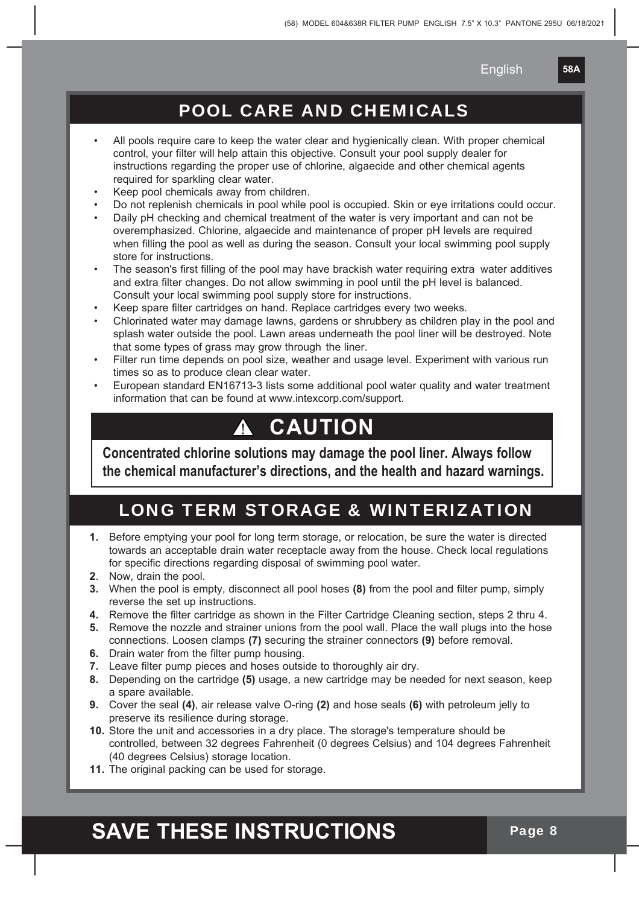## POOL CARE AND CHEMICALS

- All pools require care to keep the water clear and hygienically clean. With proper chemical control, your filter will help attain this objective. Consult your pool supply dealer for instructions regarding the proper use of chlorine, algaecide and other chemical agents required for sparkling clear water.
- Keep pool chemicals away from children.
- Do not replenish chemicals in pool while pool is occupied. Skin or eye irritations could occur.
- Daily pH checking and chemical treatment of the water is very important and can not be overemphasized. Chlorine, algaecide and maintenance of proper pH levels are required when filling the pool as well as during the season. Consult your local swimming pool supply store for instructions.
- The season's first filling of the pool may have brackish water requiring extra water additives and extra filter changes. Do not allow swimming in pool until the pH level is balanced. Consult your local swimming pool supply store for instructions.
- Keep spare filter cartridges on hand. Replace cartridges every two weeks.
- Chlorinated water may damage lawns, gardens or shrubbery as children play in the pool and splash water outside the pool. Lawn areas underneath the pool liner will be destroyed. Note that some types of grass may grow through the liner.
- Filter run time depends on pool size, weather and usage level. Experiment with various run times so as to produce clean clear water.
- European standard EN16713-3 lists some additional pool water quality and water treatment information that can be found at www.intexcorp.com/support.

### ⚠ CAUTION

**Concentrated chlorine solutions may damage the pool liner. Always follow the chemical manufacturer's directions, and the health and hazard warnings.**

## LONG TERM STORAGE & WINTERIZATION

1. Before emptying your pool for long term storage, or relocation, be sure the water is directed towards an acceptable drain water receptacle away from the house. Check local regulations for specific directions regarding disposal of swimming pool water.
2. Now, drain the pool.
3. When the pool is empty, disconnect all pool hoses **(8)** from the pool and filter pump, simply reverse the set up instructions.
4. Remove the filter cartridge as shown in the Filter Cartridge Cleaning section, steps 2 thru 4.
5. Remove the nozzle and strainer unions from the pool wall. Place the wall plugs into the hose connections. Loosen clamps **(7)** securing the strainer connectors **(9)** before removal.
6. Drain water from the filter pump housing.
7. Leave filter pump pieces and hoses outside to thoroughly air dry.
8. Depending on the cartridge **(5)** usage, a new cartridge may be needed for next season, keep a spare available.
9. Cover the seal **(4)**, air release valve O-ring **(2)** and hose seals **(6)** with petroleum jelly to preserve its resilience during storage.
10. Store the unit and accessories in a dry place. The storage's temperature should be controlled, between 32 degrees Fahrenheit (0 degrees Celsius) and 104 degrees Fahrenheit (40 degrees Celsius) storage location.
11. The original packing can be used for storage.

## SAVE THESE INSTRUCTIONS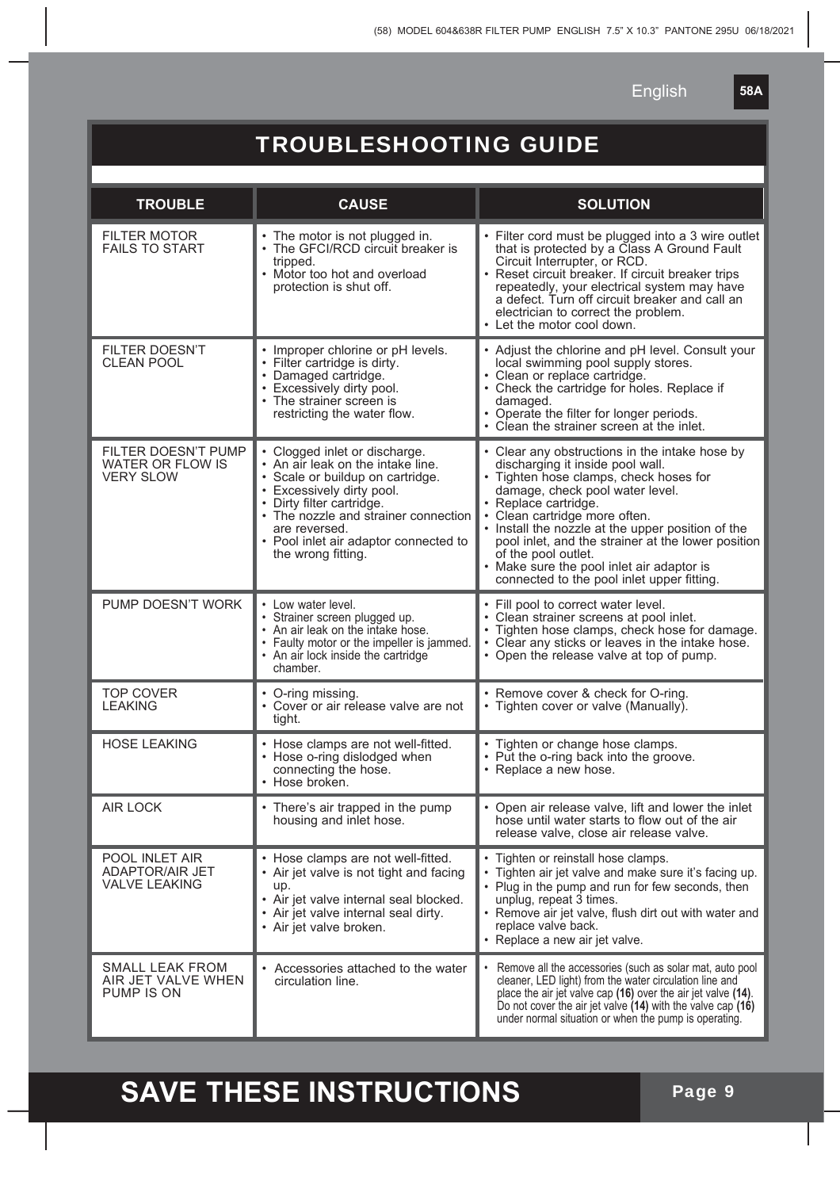# TROUBLESHOOTING GUIDE

| TROUBLE | CAUSE | SOLUTION |
|---|---|---|
| FILTER MOTOR FAILS TO START | • The motor is not plugged in.<br>• The GFCI/RCD circuit breaker is tripped.<br>• Motor too hot and overload protection is shut off. | • Filter cord must be plugged into a 3 wire outlet that is protected by a Class A Ground Fault Circuit Interrupter, or RCD.<br>• Reset circuit breaker. If circuit breaker trips repeatedly, your electrical system may have a defect. Turn off circuit breaker and call an electrician to correct the problem.<br>• Let the motor cool down. |
| FILTER DOESN'T CLEAN POOL | • Improper chlorine or pH levels.<br>• Filter cartridge is dirty.<br>• Damaged cartridge.<br>• Excessively dirty pool.<br>• The strainer screen is restricting the water flow. | • Adjust the chlorine and pH level. Consult your local swimming pool supply stores.<br>• Clean or replace cartridge.<br>• Check the cartridge for holes. Replace if damaged.<br>• Operate the filter for longer periods.<br>• Clean the strainer screen at the inlet. |
| FILTER DOESN'T PUMP WATER OR FLOW IS VERY SLOW | • Clogged inlet or discharge.<br>• An air leak on the intake line.<br>• Scale or buildup on cartridge.<br>• Excessively dirty pool.<br>• Dirty filter cartridge.<br>• The nozzle and strainer connection are reversed.<br>• Pool inlet air adaptor connected to the wrong fitting. | • Clear any obstructions in the intake hose by discharging it inside pool wall.<br>• Tighten hose clamps, check hoses for damage, check pool water level.<br>• Replace cartridge.<br>• Clean cartridge more often.<br>• Install the nozzle at the upper position of the pool inlet, and the strainer at the lower position of the pool outlet.<br>• Make sure the pool inlet air adaptor is connected to the pool inlet upper fitting. |
| PUMP DOESN'T WORK | • Low water level.<br>• Strainer screen plugged up.<br>• An air leak on the intake hose.<br>• Faulty motor or the impeller is jammed.<br>• An air lock inside the cartridge chamber. | • Fill pool to correct water level.<br>• Clean strainer screens at pool inlet.<br>• Tighten hose clamps, check hose for damage.<br>• Clear any sticks or leaves in the intake hose.<br>• Open the release valve at top of pump. |
| TOP COVER LEAKING | • O-ring missing.<br>• Cover or air release valve are not tight. | • Remove cover & check for O-ring.<br>• Tighten cover or valve (Manually). |
| HOSE LEAKING | • Hose clamps are not well-fitted.<br>• Hose o-ring dislodged when connecting the hose.<br>• Hose broken. | • Tighten or change hose clamps.<br>• Put the o-ring back into the groove.<br>• Replace a new hose. |
| AIR LOCK | • There's air trapped in the pump housing and inlet hose. | • Open air release valve, lift and lower the inlet hose until water starts to flow out of the air release valve, close air release valve. |
| POOL INLET AIR ADAPTOR/AIR JET VALVE LEAKING | • Hose clamps are not well-fitted.<br>• Air jet valve is not tight and facing up.<br>• Air jet valve internal seal blocked.<br>• Air jet valve internal seal dirty.<br>• Air jet valve broken. | • Tighten or reinstall hose clamps.<br>• Tighten air jet valve and make sure it's facing up.<br>• Plug in the pump and run for few seconds, then unplug, repeat 3 times.<br>• Remove air jet valve, flush dirt out with water and replace valve back.<br>• Replace a new air jet valve. |
| SMALL LEAK FROM AIR JET VALVE WHEN PUMP IS ON | • Accessories attached to the water circulation line. | • Remove all the accessories (such as solar mat, auto pool cleaner, LED light) from the water circulation line and place the air jet valve cap **(16)** over the air jet valve **(14)**. Do not cover the air jet valve **(14)** with the valve cap **(16)** under normal situation or when the pump is operating. |

# SAVE THESE INSTRUCTIONS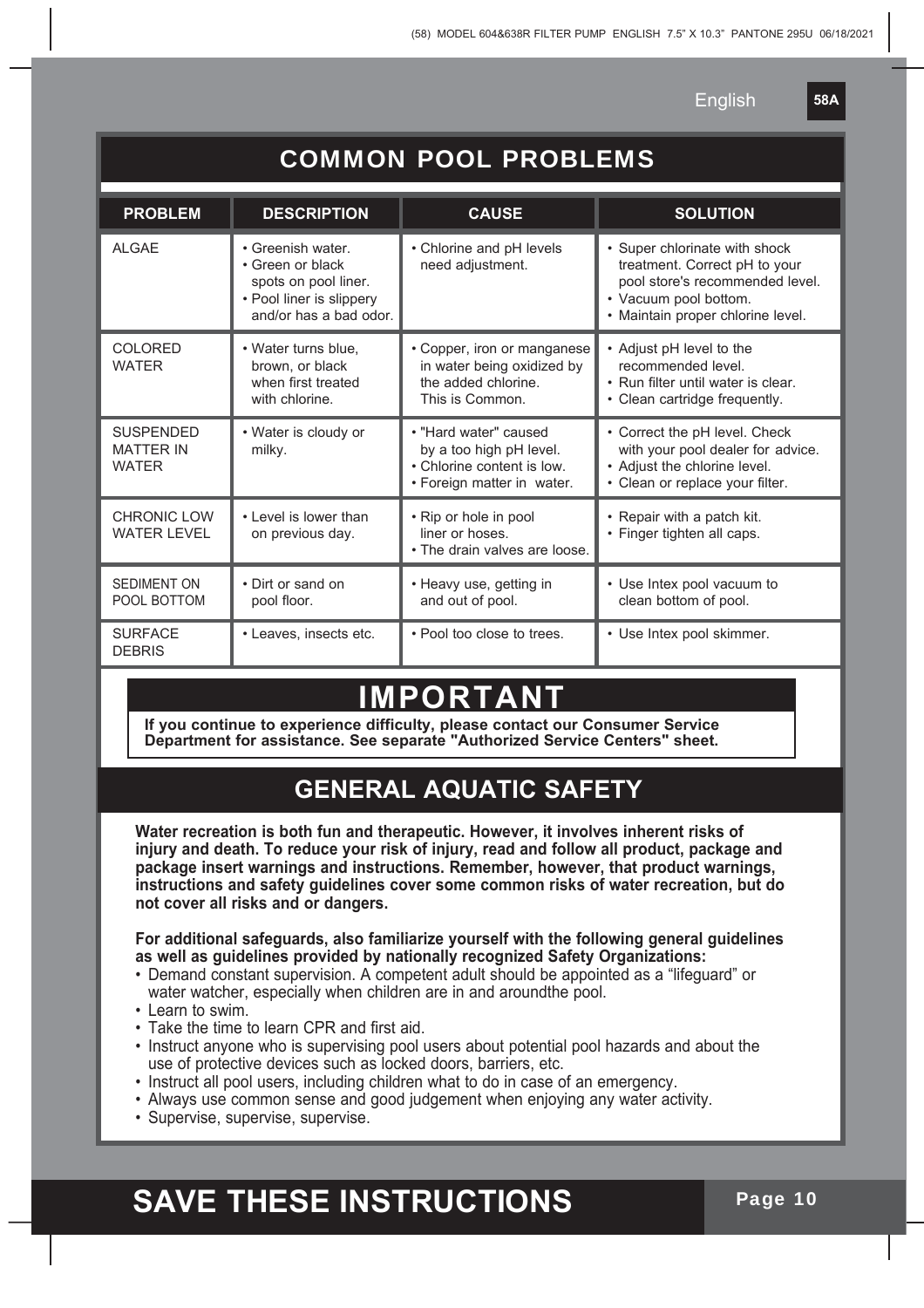## COMMON POOL PROBLEMS

| PROBLEM | DESCRIPTION | CAUSE | SOLUTION |
|---|---|---|---|
| ALGAE | • Greenish water.<br>• Green or black spots on pool liner.<br>• Pool liner is slippery and/or has a bad odor. | • Chlorine and pH levels need adjustment. | • Super chlorinate with shock treatment. Correct pH to your pool store's recommended level.<br>• Vacuum pool bottom.<br>• Maintain proper chlorine level. |
| COLORED WATER | • Water turns blue, brown, or black when first treated with chlorine. | • Copper, iron or manganese in water being oxidized by the added chlorine. This is Common. | • Adjust pH level to the recommended level.<br>• Run filter until water is clear.<br>• Clean cartridge frequently. |
| SUSPENDED MATTER IN WATER | • Water is cloudy or milky. | • "Hard water" caused by a too high pH level.<br>• Chlorine content is low.<br>• Foreign matter in water. | • Correct the pH level. Check with your pool dealer for advice.<br>• Adjust the chlorine level.<br>• Clean or replace your filter. |
| CHRONIC LOW WATER LEVEL | • Level is lower than on previous day. | • Rip or hole in pool liner or hoses.<br>• The drain valves are loose. | • Repair with a patch kit.<br>• Finger tighten all caps. |
| SEDIMENT ON POOL BOTTOM | • Dirt or sand on pool floor. | • Heavy use, getting in and out of pool. | • Use Intex pool vacuum to clean bottom of pool. |
| SURFACE DEBRIS | • Leaves, insects etc. | • Pool too close to trees. | • Use Intex pool skimmer. |

## IMPORTANT

**If you continue to experience difficulty, please contact our Consumer Service Department for assistance. See separate "Authorized Service Centers" sheet.**

## GENERAL AQUATIC SAFETY

**Water recreation is both fun and therapeutic. However, it involves inherent risks of injury and death. To reduce your risk of injury, read and follow all product, package and package insert warnings and instructions. Remember, however, that product warnings, instructions and safety guidelines cover some common risks of water recreation, but do not cover all risks and or dangers.**

**For additional safeguards, also familiarize yourself with the following general guidelines as well as guidelines provided by nationally recognized Safety Organizations:**

- Demand constant supervision. A competent adult should be appointed as a "lifeguard" or water watcher, especially when children are in and aroundthe pool.
- Learn to swim.
- Take the time to learn CPR and first aid.
- Instruct anyone who is supervising pool users about potential pool hazards and about the use of protective devices such as locked doors, barriers, etc.
- Instruct all pool users, including children what to do in case of an emergency.
- Always use common sense and good judgement when enjoying any water activity.
- Supervise, supervise, supervise.

# SAVE THESE INSTRUCTIONS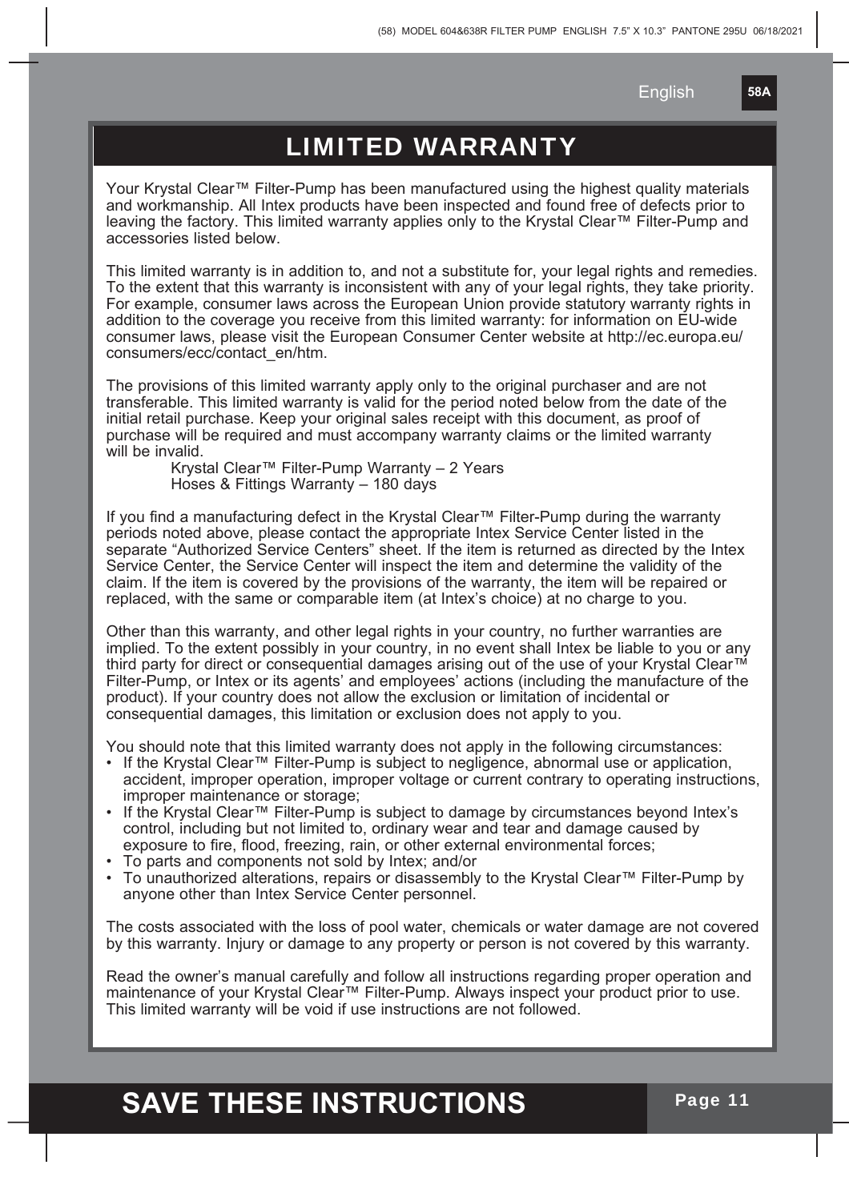# LIMITED WARRANTY

Your Krystal Clear™ Filter-Pump has been manufactured using the highest quality materials and workmanship. All Intex products have been inspected and found free of defects prior to leaving the factory. This limited warranty applies only to the Krystal Clear™ Filter-Pump and accessories listed below.

This limited warranty is in addition to, and not a substitute for, your legal rights and remedies. To the extent that this warranty is inconsistent with any of your legal rights, they take priority. For example, consumer laws across the European Union provide statutory warranty rights in addition to the coverage you receive from this limited warranty: for information on EU-wide consumer laws, please visit the European Consumer Center website at http://ec.europa.eu/consumers/ecc/contact_en/htm.

The provisions of this limited warranty apply only to the original purchaser and are not transferable. This limited warranty is valid for the period noted below from the date of the initial retail purchase. Keep your original sales receipt with this document, as proof of purchase will be required and must accompany warranty claims or the limited warranty will be invalid.

Krystal Clear™ Filter-Pump Warranty – 2 Years
Hoses & Fittings Warranty – 180 days

If you find a manufacturing defect in the Krystal Clear™ Filter-Pump during the warranty periods noted above, please contact the appropriate Intex Service Center listed in the separate "Authorized Service Centers" sheet. If the item is returned as directed by the Intex Service Center, the Service Center will inspect the item and determine the validity of the claim. If the item is covered by the provisions of the warranty, the item will be repaired or replaced, with the same or comparable item (at Intex's choice) at no charge to you.

Other than this warranty, and other legal rights in your country, no further warranties are implied. To the extent possibly in your country, in no event shall Intex be liable to you or any third party for direct or consequential damages arising out of the use of your Krystal Clear™ Filter-Pump, or Intex or its agents' and employees' actions (including the manufacture of the product). If your country does not allow the exclusion or limitation of incidental or consequential damages, this limitation or exclusion does not apply to you.

You should note that this limited warranty does not apply in the following circumstances:

- If the Krystal Clear™ Filter-Pump is subject to negligence, abnormal use or application, accident, improper operation, improper voltage or current contrary to operating instructions, improper maintenance or storage;
- If the Krystal Clear™ Filter-Pump is subject to damage by circumstances beyond Intex's control, including but not limited to, ordinary wear and tear and damage caused by exposure to fire, flood, freezing, rain, or other external environmental forces;
- To parts and components not sold by Intex; and/or
- To unauthorized alterations, repairs or disassembly to the Krystal Clear™ Filter-Pump by anyone other than Intex Service Center personnel.

The costs associated with the loss of pool water, chemicals or water damage are not covered by this warranty. Injury or damage to any property or person is not covered by this warranty.

Read the owner's manual carefully and follow all instructions regarding proper operation and maintenance of your Krystal Clear™ Filter-Pump. Always inspect your product prior to use. This limited warranty will be void if use instructions are not followed.

**SAVE THESE INSTRUCTIONS**